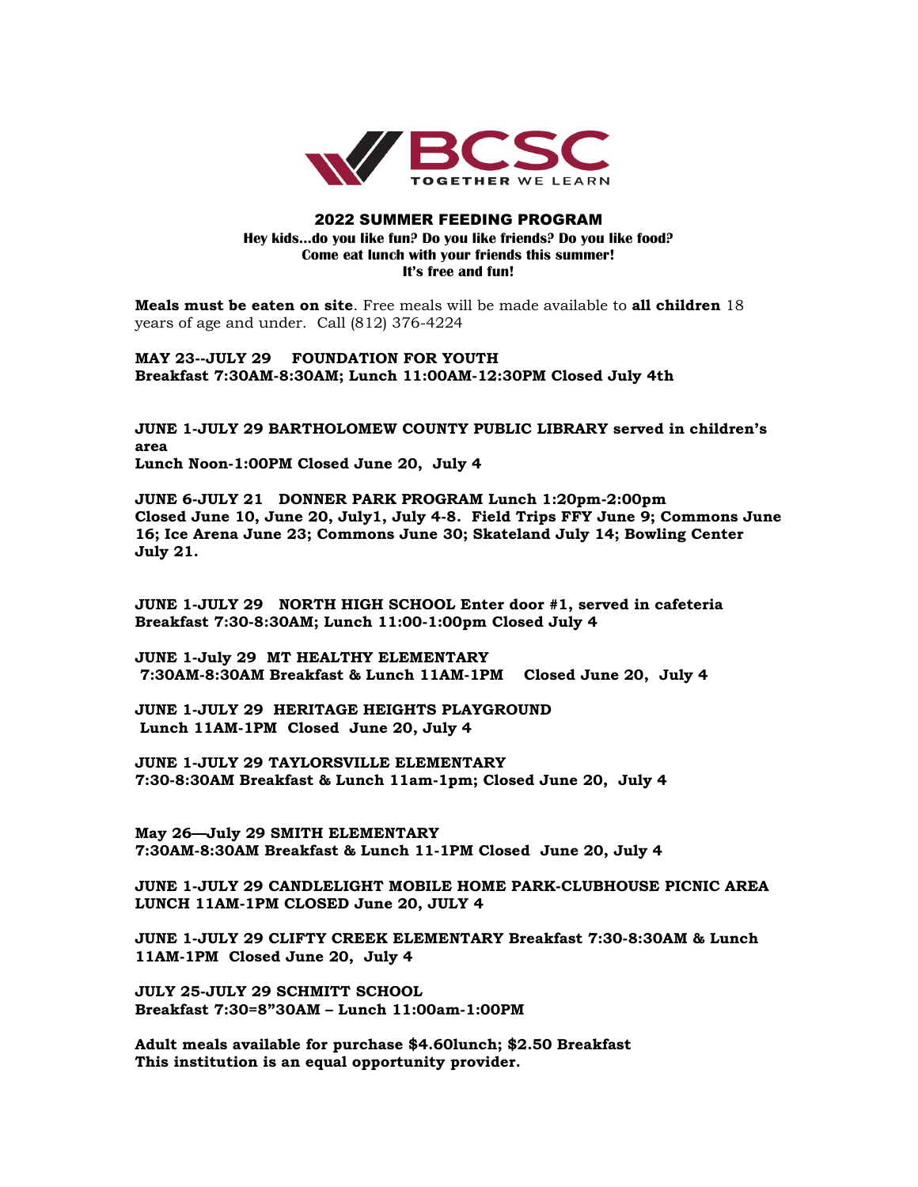BCSC

TOGETHER WE LEARN

## 2022 SUMMER FEEDING PROGRAM

**Hey kids…do you like fun? Do you like friends? Do you like food?**
**Come eat lunch with your friends this summer!**
**It's free and fun!**

**Meals must be eaten on site**. Free meals will be made available to **all children** 18 years of age and under. Call (812) 376-4224

**MAY 23--JULY 29 FOUNDATION FOR YOUTH**
**Breakfast 7:30AM-8:30AM; Lunch 11:00AM-12:30PM Closed July 4th**

**JUNE 1-JULY 29 BARTHOLOMEW COUNTY PUBLIC LIBRARY served in children's area**
**Lunch Noon-1:00PM Closed June 20, July 4**

**JUNE 6-JULY 21 DONNER PARK PROGRAM Lunch 1:20pm-2:00pm**
**Closed June 10, June 20, July1, July 4-8. Field Trips FFY June 9; Commons June 16; Ice Arena June 23; Commons June 30; Skateland July 14; Bowling Center July 21.**

**JUNE 1-JULY 29 NORTH HIGH SCHOOL Enter door #1, served in cafeteria**
**Breakfast 7:30-8:30AM; Lunch 11:00-1:00pm Closed July 4**

**JUNE 1-July 29 MT HEALTHY ELEMENTARY**
**7:30AM-8:30AM Breakfast & Lunch 11AM-1PM Closed June 20, July 4**

**JUNE 1-JULY 29 HERITAGE HEIGHTS PLAYGROUND**
**Lunch 11AM-1PM Closed June 20, July 4**

**JUNE 1-JULY 29 TAYLORSVILLE ELEMENTARY**
**7:30-8:30AM Breakfast & Lunch 11am-1pm; Closed June 20, July 4**

**May 26—July 29 SMITH ELEMENTARY**
**7:30AM-8:30AM Breakfast & Lunch 11-1PM Closed June 20, July 4**

**JUNE 1-JULY 29 CANDLELIGHT MOBILE HOME PARK-CLUBHOUSE PICNIC AREA**
**LUNCH 11AM-1PM CLOSED June 20, JULY 4**

**JUNE 1-JULY 29 CLIFTY CREEK ELEMENTARY Breakfast 7:30-8:30AM & Lunch 11AM-1PM Closed June 20, July 4**

**JULY 25-JULY 29 SCHMITT SCHOOL**
**Breakfast 7:30=8"30AM – Lunch 11:00am-1:00PM**

**Adult meals available for purchase $4.60lunch; $2.50 Breakfast**
**This institution is an equal opportunity provider.**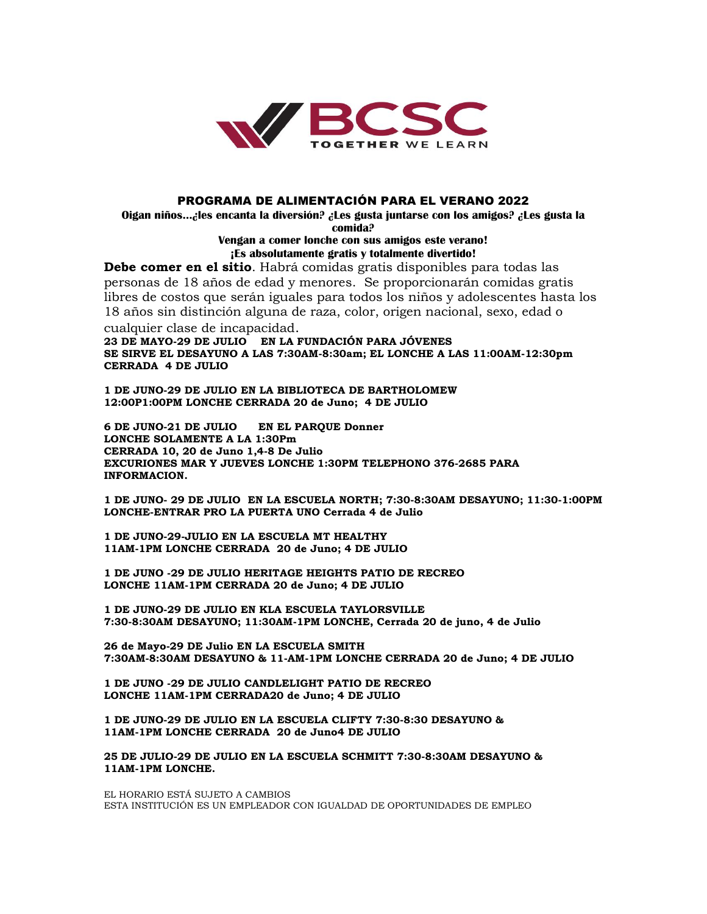BCSC
TOGETHER WE LEARN

## PROGRAMA DE ALIMENTACIÓN PARA EL VERANO 2022

**Oigan niños...¿les encanta la diversión? ¿Les gusta juntarse con los amigos? ¿Les gusta la comida?**

**Vengan a comer lonche con sus amigos este verano!**
**¡Es absolutamente gratis y totalmente divertido!**

**Debe comer en el sitio**. Habrá comidas gratis disponibles para todas las personas de 18 años de edad y menores. Se proporcionarán comidas gratis libres de costos que serán iguales para todos los niños y adolescentes hasta los 18 años sin distinción alguna de raza, color, origen nacional, sexo, edad o cualquier clase de incapacidad.

**23 DE MAYO-29 DE JULIO EN LA FUNDACIÓN PARA JÓVENES**
**SE SIRVE EL DESAYUNO A LAS 7:30AM-8:30am; EL LONCHE A LAS 11:00AM-12:30pm**
**CERRADA 4 DE JULIO**

**1 DE JUNO-29 DE JULIO EN LA BIBLIOTECA DE BARTHOLOMEW**
**12:00P1:00PM LONCHE CERRADA 20 de Juno; 4 DE JULIO**

**6 DE JUNO-21 DE JULIO EN EL PARQUE Donner**
**LONCHE SOLAMENTE A LA 1:30Pm**
**CERRADA 10, 20 de Juno 1,4-8 De Julio**
**EXCURIONES MAR Y JUEVES LONCHE 1:30PM TELEPHONO 376-2685 PARA INFORMACION.**

**1 DE JUNO- 29 DE JULIO EN LA ESCUELA NORTH; 7:30-8:30AM DESAYUNO; 11:30-1:00PM LONCHE-ENTRAR PRO LA PUERTA UNO Cerrada 4 de Julio**

**1 DE JUNO-29-JULIO EN LA ESCUELA MT HEALTHY**
**11AM-1PM LONCHE CERRADA 20 de Juno; 4 DE JULIO**

**1 DE JUNO -29 DE JULIO HERITAGE HEIGHTS PATIO DE RECREO**
**LONCHE 11AM-1PM CERRADA 20 de Juno; 4 DE JULIO**

**1 DE JUNO-29 DE JULIO EN KLA ESCUELA TAYLORSVILLE**
**7:30-8:30AM DESAYUNO; 11:30AM-1PM LONCHE, Cerrada 20 de juno, 4 de Julio**

**26 de Mayo-29 DE Julio EN LA ESCUELA SMITH**
**7:30AM-8:30AM DESAYUNO & 11-AM-1PM LONCHE CERRADA 20 de Juno; 4 DE JULIO**

**1 DE JUNO -29 DE JULIO CANDLELIGHT PATIO DE RECREO**
**LONCHE 11AM-1PM CERRADA20 de Juno; 4 DE JULIO**

**1 DE JUNO-29 DE JULIO EN LA ESCUELA CLIFTY 7:30-8:30 DESAYUNO &**
**11AM-1PM LONCHE CERRADA 20 de Juno4 DE JULIO**

**25 DE JULIO-29 DE JULIO EN LA ESCUELA SCHMITT 7:30-8:30AM DESAYUNO &**
**11AM-1PM LONCHE.**

EL HORARIO ESTÁ SUJETO A CAMBIOS
ESTA INSTITUCIÓN ES UN EMPLEADOR CON IGUALDAD DE OPORTUNIDADES DE EMPLEO